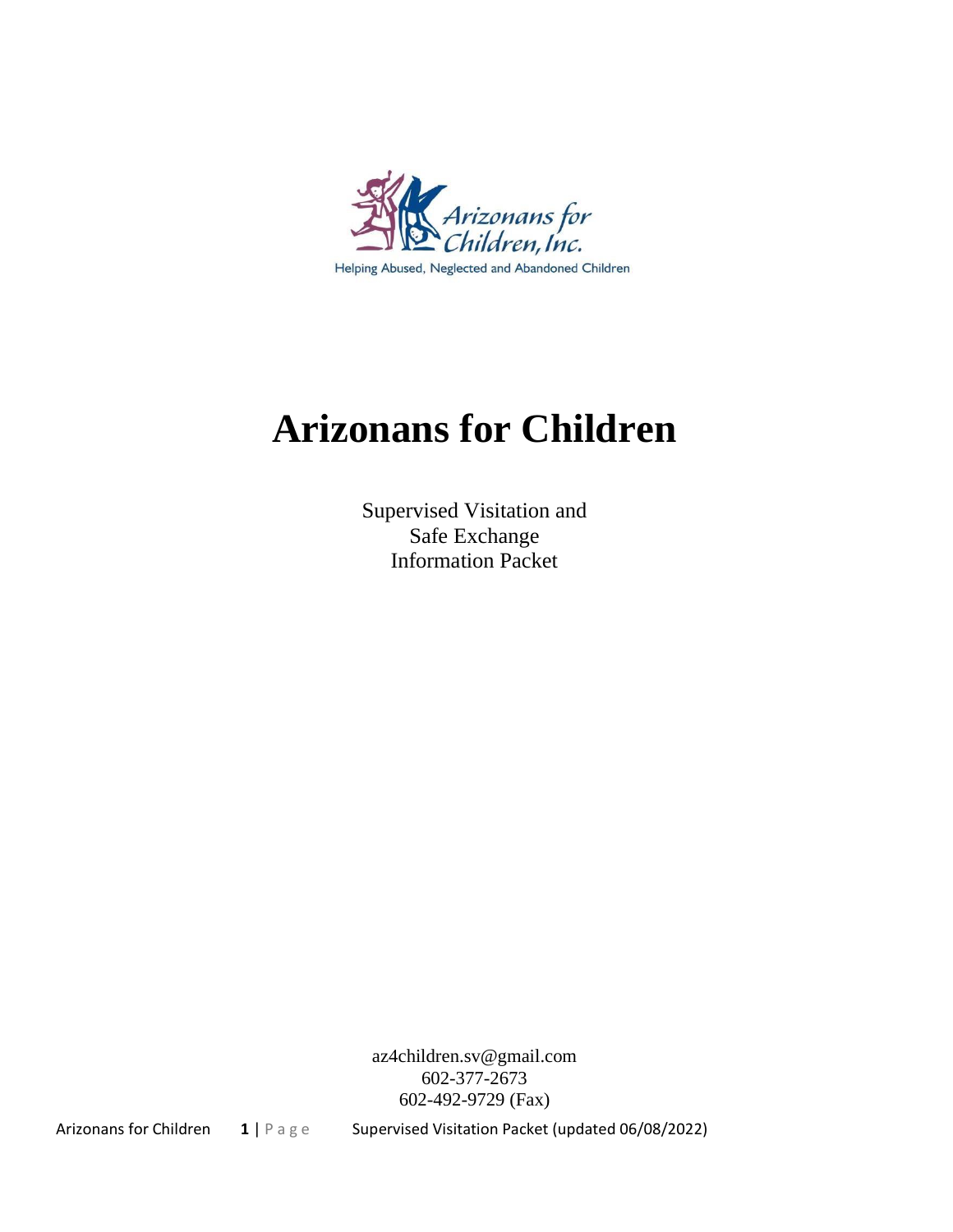Arizonans for Children, Inc.

Helping Abused, Neglected and Abandoned Children

# Arizonans for Children

Supervised Visitation and
Safe Exchange
Information Packet

az4children.sv@gmail.com
602-377-2673
602-492-9729 (Fax)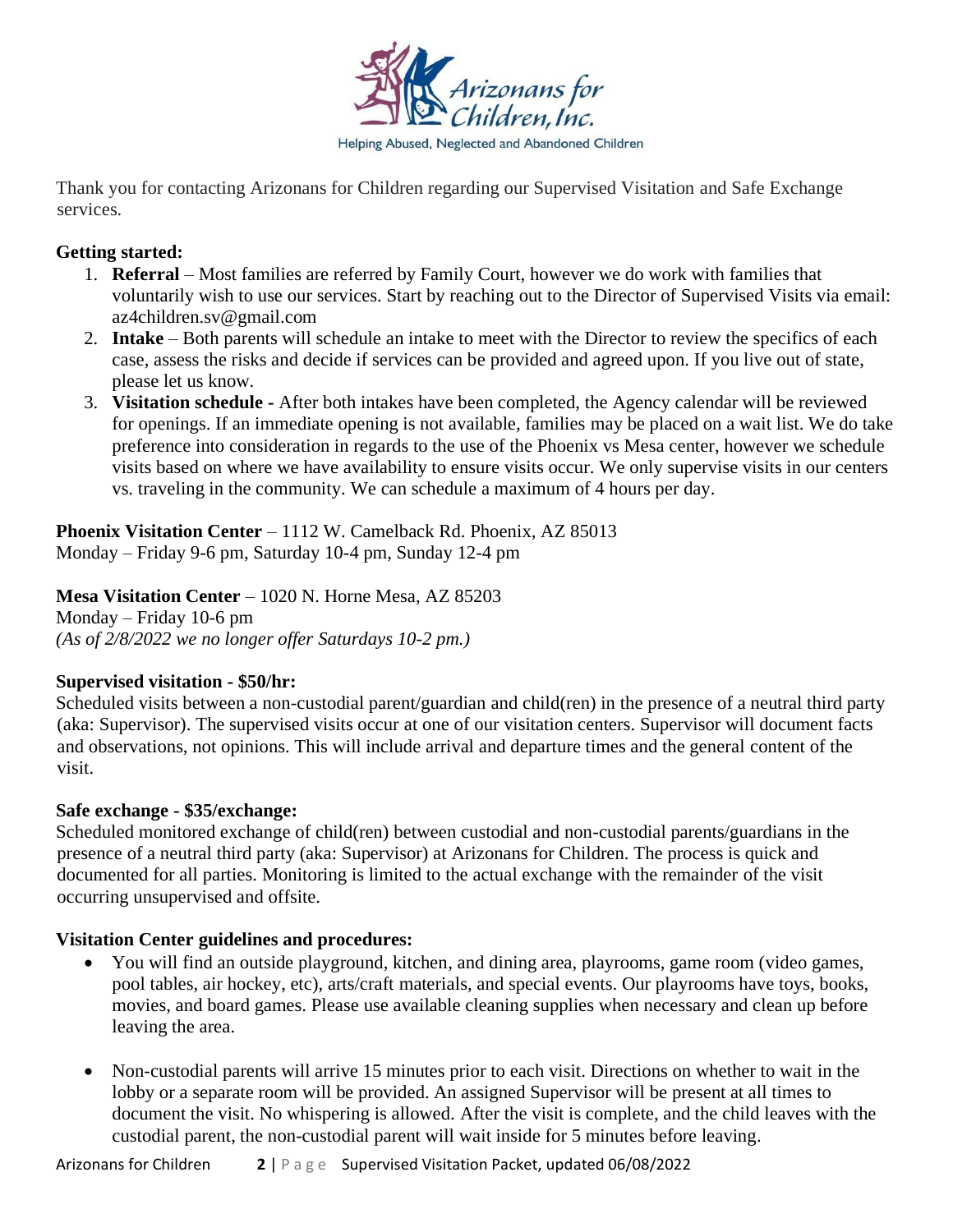Thank you for contacting Arizonans for Children regarding our Supervised Visitation and Safe Exchange services.

**Getting started:**

1. **Referral** – Most families are referred by Family Court, however we do work with families that voluntarily wish to use our services. Start by reaching out to the Director of Supervised Visits via email: az4children.sv@gmail.com
2. **Intake** – Both parents will schedule an intake to meet with the Director to review the specifics of each case, assess the risks and decide if services can be provided and agreed upon. If you live out of state, please let us know.
3. **Visitation schedule -** After both intakes have been completed, the Agency calendar will be reviewed for openings. If an immediate opening is not available, families may be placed on a wait list. We do take preference into consideration in regards to the use of the Phoenix vs Mesa center, however we schedule visits based on where we have availability to ensure visits occur. We only supervise visits in our centers vs. traveling in the community. We can schedule a maximum of 4 hours per day.

**Phoenix Visitation Center** – 1112 W. Camelback Rd. Phoenix, AZ 85013
Monday – Friday 9-6 pm, Saturday 10-4 pm, Sunday 12-4 pm

**Mesa Visitation Center** – 1020 N. Horne Mesa, AZ 85203
Monday – Friday 10-6 pm
*(As of 2/8/2022 we no longer offer Saturdays 10-2 pm.)*

**Supervised visitation - $50/hr:**
Scheduled visits between a non-custodial parent/guardian and child(ren) in the presence of a neutral third party (aka: Supervisor). The supervised visits occur at one of our visitation centers. Supervisor will document facts and observations, not opinions. This will include arrival and departure times and the general content of the visit.

**Safe exchange - $35/exchange:**
Scheduled monitored exchange of child(ren) between custodial and non-custodial parents/guardians in the presence of a neutral third party (aka: Supervisor) at Arizonans for Children. The process is quick and documented for all parties. Monitoring is limited to the actual exchange with the remainder of the visit occurring unsupervised and offsite.

**Visitation Center guidelines and procedures:**

- You will find an outside playground, kitchen, and dining area, playrooms, game room (video games, pool tables, air hockey, etc), arts/craft materials, and special events. Our playrooms have toys, books, movies, and board games. Please use available cleaning supplies when necessary and clean up before leaving the area.

- Non-custodial parents will arrive 15 minutes prior to each visit. Directions on whether to wait in the lobby or a separate room will be provided. An assigned Supervisor will be present at all times to document the visit. No whispering is allowed. After the visit is complete, and the child leaves with the custodial parent, the non-custodial parent will wait inside for 5 minutes before leaving.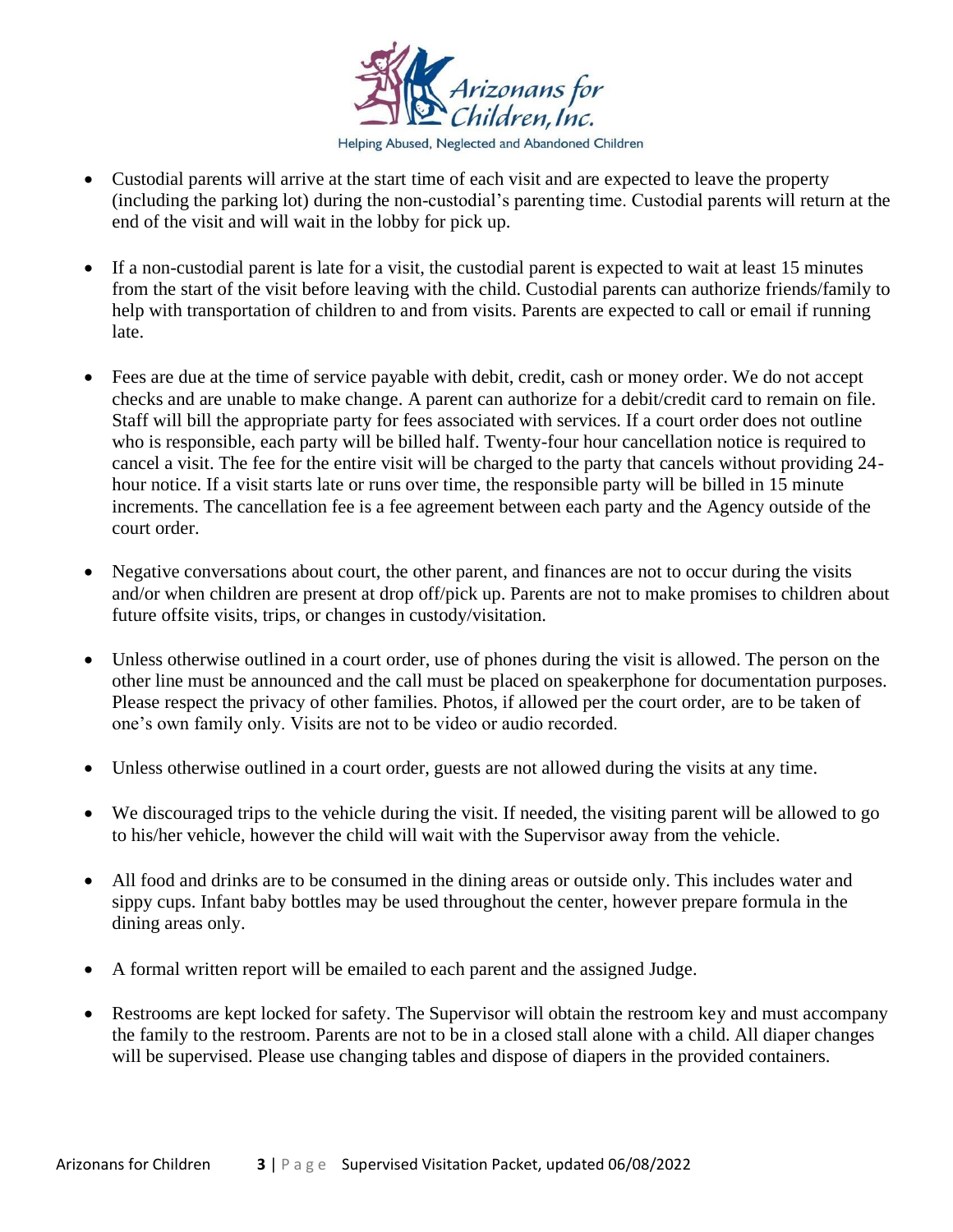- Custodial parents will arrive at the start time of each visit and are expected to leave the property (including the parking lot) during the non-custodial's parenting time. Custodial parents will return at the end of the visit and will wait in the lobby for pick up.

- If a non-custodial parent is late for a visit, the custodial parent is expected to wait at least 15 minutes from the start of the visit before leaving with the child. Custodial parents can authorize friends/family to help with transportation of children to and from visits. Parents are expected to call or email if running late.

- Fees are due at the time of service payable with debit, credit, cash or money order. We do not accept checks and are unable to make change. A parent can authorize for a debit/credit card to remain on file. Staff will bill the appropriate party for fees associated with services. If a court order does not outline who is responsible, each party will be billed half. Twenty-four hour cancellation notice is required to cancel a visit. The fee for the entire visit will be charged to the party that cancels without providing 24-hour notice. If a visit starts late or runs over time, the responsible party will be billed in 15 minute increments. The cancellation fee is a fee agreement between each party and the Agency outside of the court order.

- Negative conversations about court, the other parent, and finances are not to occur during the visits and/or when children are present at drop off/pick up. Parents are not to make promises to children about future offsite visits, trips, or changes in custody/visitation.

- Unless otherwise outlined in a court order, use of phones during the visit is allowed. The person on the other line must be announced and the call must be placed on speakerphone for documentation purposes. Please respect the privacy of other families. Photos, if allowed per the court order, are to be taken of one's own family only. Visits are not to be video or audio recorded.

- Unless otherwise outlined in a court order, guests are not allowed during the visits at any time.

- We discouraged trips to the vehicle during the visit. If needed, the visiting parent will be allowed to go to his/her vehicle, however the child will wait with the Supervisor away from the vehicle.

- All food and drinks are to be consumed in the dining areas or outside only. This includes water and sippy cups. Infant baby bottles may be used throughout the center, however prepare formula in the dining areas only.

- A formal written report will be emailed to each parent and the assigned Judge.

- Restrooms are kept locked for safety. The Supervisor will obtain the restroom key and must accompany the family to the restroom. Parents are not to be in a closed stall alone with a child. All diaper changes will be supervised. Please use changing tables and dispose of diapers in the provided containers.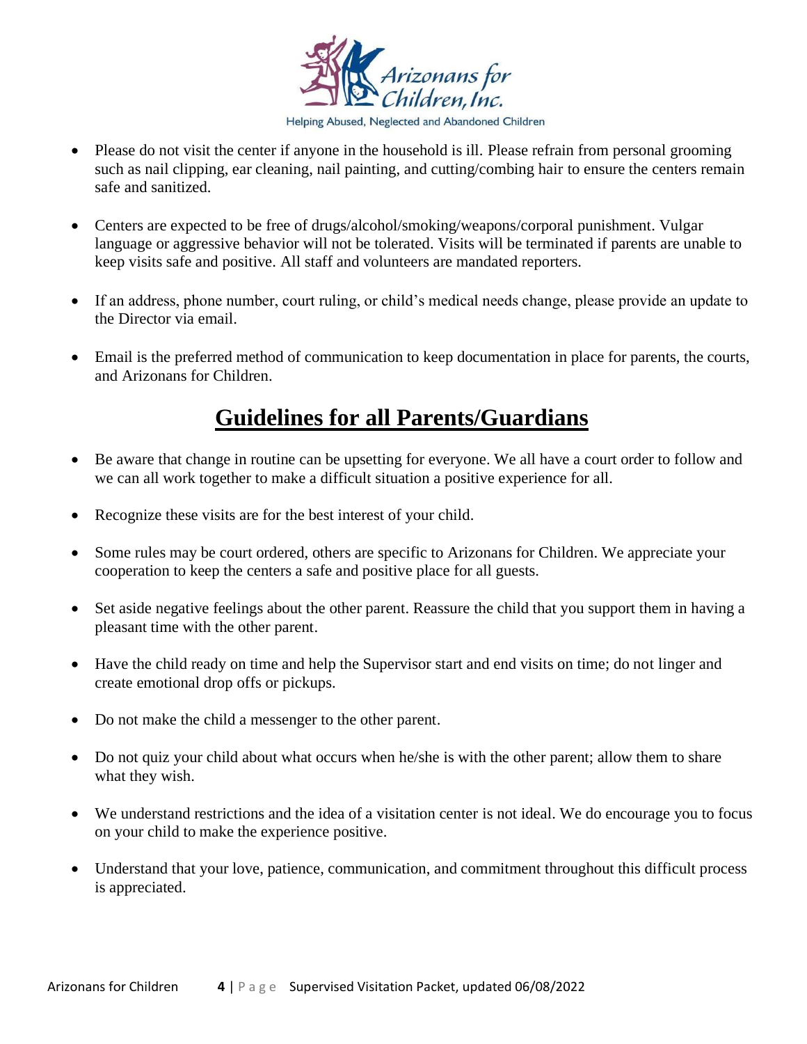- Please do not visit the center if anyone in the household is ill. Please refrain from personal grooming such as nail clipping, ear cleaning, nail painting, and cutting/combing hair to ensure the centers remain safe and sanitized.

- Centers are expected to be free of drugs/alcohol/smoking/weapons/corporal punishment. Vulgar language or aggressive behavior will not be tolerated. Visits will be terminated if parents are unable to keep visits safe and positive. All staff and volunteers are mandated reporters.

- If an address, phone number, court ruling, or child's medical needs change, please provide an update to the Director via email.

- Email is the preferred method of communication to keep documentation in place for parents, the courts, and Arizonans for Children.

## Guidelines for all Parents/Guardians

- Be aware that change in routine can be upsetting for everyone. We all have a court order to follow and we can all work together to make a difficult situation a positive experience for all.

- Recognize these visits are for the best interest of your child.

- Some rules may be court ordered, others are specific to Arizonans for Children. We appreciate your cooperation to keep the centers a safe and positive place for all guests.

- Set aside negative feelings about the other parent. Reassure the child that you support them in having a pleasant time with the other parent.

- Have the child ready on time and help the Supervisor start and end visits on time; do not linger and create emotional drop offs or pickups.

- Do not make the child a messenger to the other parent.

- Do not quiz your child about what occurs when he/she is with the other parent; allow them to share what they wish.

- We understand restrictions and the idea of a visitation center is not ideal. We do encourage you to focus on your child to make the experience positive.

- Understand that your love, patience, communication, and commitment throughout this difficult process is appreciated.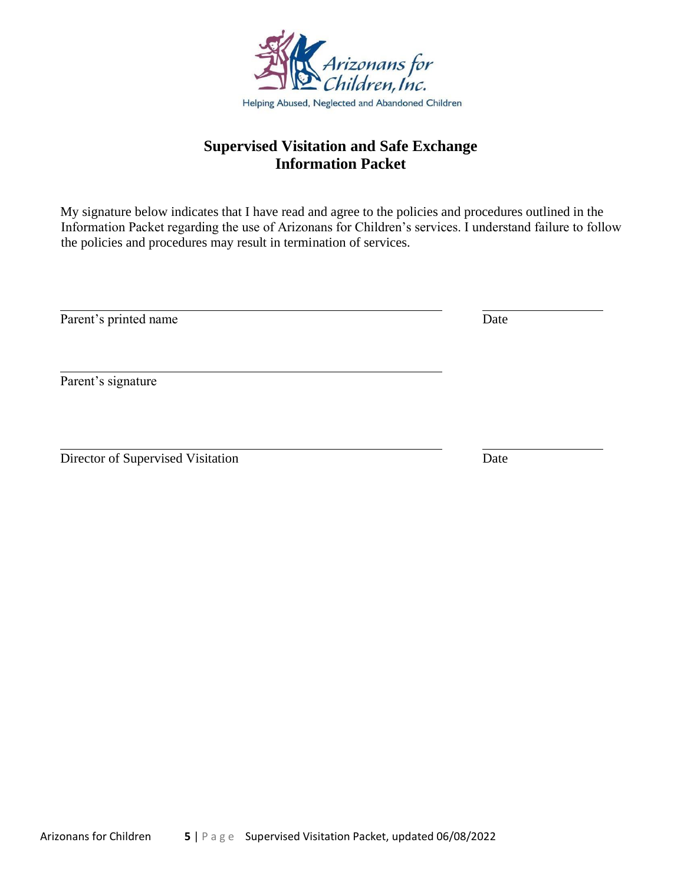Arizonans for Children, Inc.

Helping Abused, Neglected and Abandoned Children

# Supervised Visitation and Safe Exchange Information Packet

My signature below indicates that I have read and agree to the policies and procedures outlined in the Information Packet regarding the use of Arizonans for Children's services. I understand failure to follow the policies and procedures may result in termination of services.

\_\_\_\_\_\_\_\_\_\_\_\_\_\_\_\_\_\_\_\_\_\_\_\_\_\_\_\_\_\_\_\_\_\_\_\_\_\_\_\_\_\_\_\_ \_\_\_\_\_\_\_\_\_\_\_\_\_\_\_\_

Parent's printed name Date

\_\_\_\_\_\_\_\_\_\_\_\_\_\_\_\_\_\_\_\_\_\_\_\_\_\_\_\_\_\_\_\_\_\_\_\_\_\_\_\_\_\_\_\_

Parent's signature

\_\_\_\_\_\_\_\_\_\_\_\_\_\_\_\_\_\_\_\_\_\_\_\_\_\_\_\_\_\_\_\_\_\_\_\_\_\_\_\_\_\_\_\_ \_\_\_\_\_\_\_\_\_\_\_\_\_\_\_\_

Director of Supervised Visitation Date